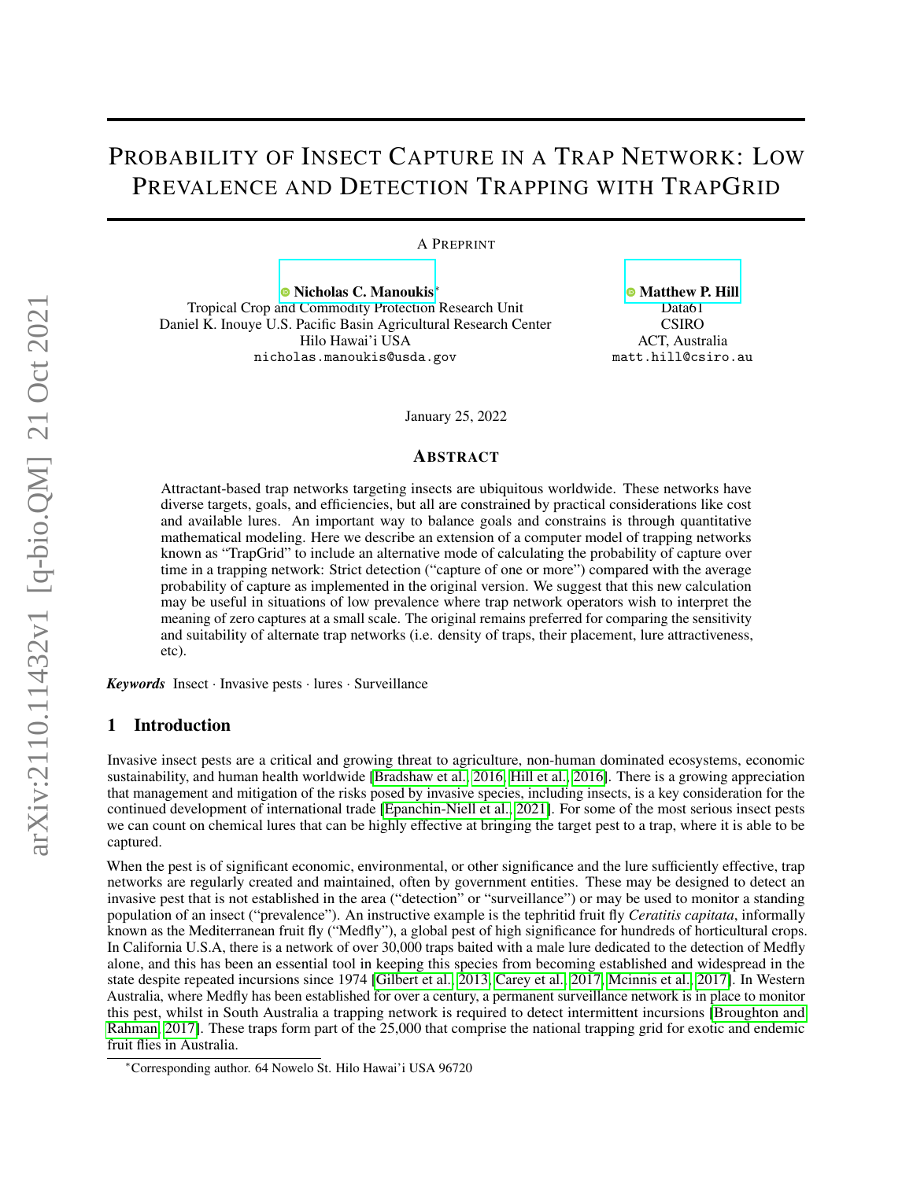# Probability of Insect Capture in a Trap Network: Low Prevalence and Detection Trapping with TrapGrid

A Preprint

**Nicholas C. Manoukis**[*]
Tropical Crop and Commodity Protection Research Unit
Daniel K. Inouye U.S. Pacific Basin Agricultural Research Center
Hilo Hawai'i USA
nicholas.manoukis@usda.gov

**Matthew P. Hill**
Data61
CSIRO
ACT, Australia
matt.hill@csiro.au

January 25, 2022

## Abstract

Attractant-based trap networks targeting insects are ubiquitous worldwide. These networks have diverse targets, goals, and efficiencies, but all are constrained by practical considerations like cost and available lures. An important way to balance goals and constrains is through quantitative mathematical modeling. Here we describe an extension of a computer model of trapping networks known as "TrapGrid" to include an alternative mode of calculating the probability of capture over time in a trapping network: Strict detection ("capture of one or more") compared with the average probability of capture as implemented in the original version. We suggest that this new calculation may be useful in situations of low prevalence where trap network operators wish to interpret the meaning of zero captures at a small scale. The original remains preferred for comparing the sensitivity and suitability of alternate trap networks (i.e. density of traps, their placement, lure attractiveness, etc).

***Keywords*** Insect · Invasive pests · lures · Surveillance

## 1 Introduction

Invasive insect pests are a critical and growing threat to agriculture, non-human dominated ecosystems, economic sustainability, and human health worldwide [Bradshaw et al., 2016, Hill et al., 2016]. There is a growing appreciation that management and mitigation of the risks posed by invasive species, including insects, is a key consideration for the continued development of international trade [Epanchin-Niell et al., 2021]. For some of the most serious insect pests we can count on chemical lures that can be highly effective at bringing the target pest to a trap, where it is able to be captured.

When the pest is of significant economic, environmental, or other significance and the lure sufficiently effective, trap networks are regularly created and maintained, often by government entities. These may be designed to detect an invasive pest that is not established in the area ("detection" or "surveillance") or may be used to monitor a standing population of an insect ("prevalence"). An instructive example is the tephritid fruit fly *Ceratitis capitata*, informally known as the Mediterranean fruit fly ("Medfly"), a global pest of high significance for hundreds of horticultural crops. In California U.S.A, there is a network of over 30,000 traps baited with a male lure dedicated to the detection of Medfly alone, and this has been an essential tool in keeping this species from becoming established and widespread in the state despite repeated incursions since 1974 [Gilbert et al., 2013, Carey et al., 2017, Mcinnis et al., 2017]. In Western Australia, where Medfly has been established for over a century, a permanent surveillance network is in place to monitor this pest, whilst in South Australia a trapping network is required to detect intermittent incursions [Broughton and Rahman, 2017]. These traps form part of the 25,000 that comprise the national trapping grid for exotic and endemic fruit flies in Australia.

[*]Corresponding author. 64 Nowelo St. Hilo Hawai'i USA 96720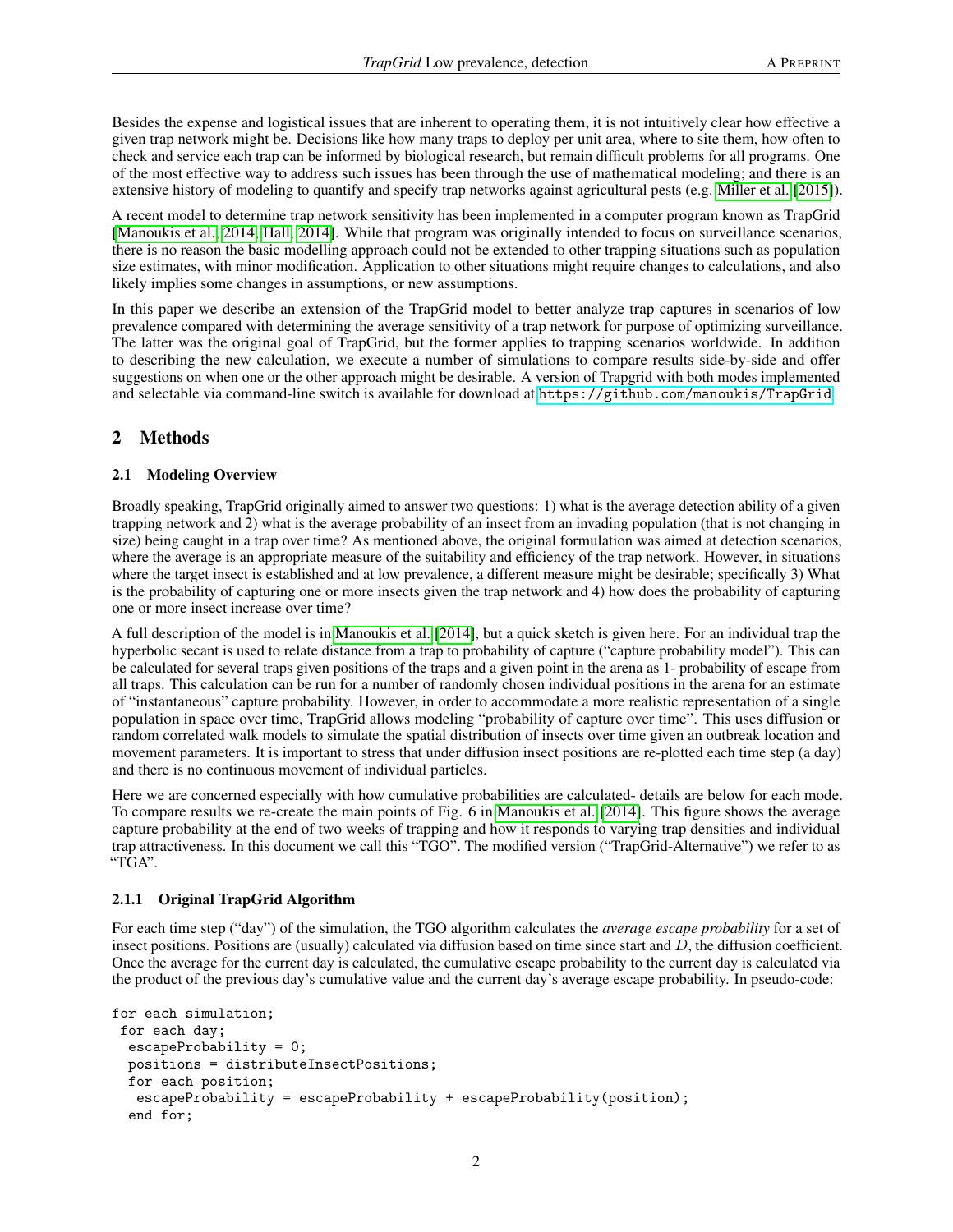Besides the expense and logistical issues that are inherent to operating them, it is not intuitively clear how effective a given trap network might be. Decisions like how many traps to deploy per unit area, where to site them, how often to check and service each trap can be informed by biological research, but remain difficult problems for all programs. One of the most effective way to address such issues has been through the use of mathematical modeling; and there is an extensive history of modeling to quantify and specify trap networks against agricultural pests (e.g. Miller et al. [2015]).

A recent model to determine trap network sensitivity has been implemented in a computer program known as TrapGrid [Manoukis et al., 2014, Hall, 2014]. While that program was originally intended to focus on surveillance scenarios, there is no reason the basic modelling approach could not be extended to other trapping situations such as population size estimates, with minor modification. Application to other situations might require changes to calculations, and also likely implies some changes in assumptions, or new assumptions.

In this paper we describe an extension of the TrapGrid model to better analyze trap captures in scenarios of low prevalence compared with determining the average sensitivity of a trap network for purpose of optimizing surveillance. The latter was the original goal of TrapGrid, but the former applies to trapping scenarios worldwide. In addition to describing the new calculation, we execute a number of simulations to compare results side-by-side and offer suggestions on when one or the other approach might be desirable. A version of Trapgrid with both modes implemented and selectable via command-line switch is available for download at https://github.com/manoukis/TrapGrid.

## 2 Methods

### 2.1 Modeling Overview

Broadly speaking, TrapGrid originally aimed to answer two questions: 1) what is the average detection ability of a given trapping network and 2) what is the average probability of an insect from an invading population (that is not changing in size) being caught in a trap over time? As mentioned above, the original formulation was aimed at detection scenarios, where the average is an appropriate measure of the suitability and efficiency of the trap network. However, in situations where the target insect is established and at low prevalence, a different measure might be desirable; specifically 3) What is the probability of capturing one or more insects given the trap network and 4) how does the probability of capturing one or more insect increase over time?

A full description of the model is in Manoukis et al. [2014], but a quick sketch is given here. For an individual trap the hyperbolic secant is used to relate distance from a trap to probability of capture ("capture probability model"). This can be calculated for several traps given positions of the traps and a given point in the arena as 1- probability of escape from all traps. This calculation can be run for a number of randomly chosen individual positions in the arena for an estimate of "instantaneous" capture probability. However, in order to accommodate a more realistic representation of a single population in space over time, TrapGrid allows modeling "probability of capture over time". This uses diffusion or random correlated walk models to simulate the spatial distribution of insects over time given an outbreak location and movement parameters. It is important to stress that under diffusion insect positions are re-plotted each time step (a day) and there is no continuous movement of individual particles.

Here we are concerned especially with how cumulative probabilities are calculated- details are below for each mode. To compare results we re-create the main points of Fig. 6 in Manoukis et al. [2014]. This figure shows the average capture probability at the end of two weeks of trapping and how it responds to varying trap densities and individual trap attractiveness. In this document we call this "TGO". The modified version ("TrapGrid-Alternative") we refer to as "TGA".

#### 2.1.1 Original TrapGrid Algorithm

For each time step ("day") of the simulation, the TGO algorithm calculates the *average escape probability* for a set of insect positions. Positions are (usually) calculated via diffusion based on time since start and $D$, the diffusion coefficient. Once the average for the current day is calculated, the cumulative escape probability to the current day is calculated via the product of the previous day's cumulative value and the current day's average escape probability. In pseudo-code:

```
for each simulation;
 for each day;
  escapeProbability = 0;
  positions = distributeInsectPositions;
  for each position;
   escapeProbability = escapeProbability + escapeProbability(position);
  end for;
```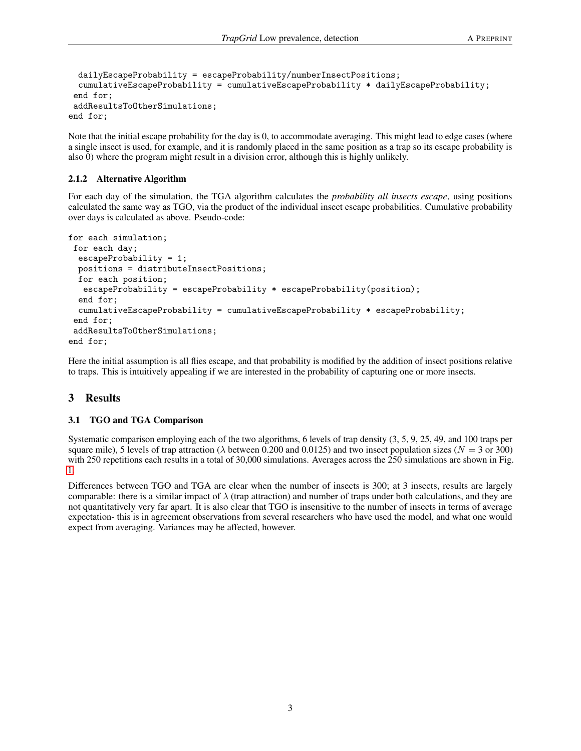```
  dailyEscapeProbability = escapeProbability/numberInsectPositions;
  cumulativeEscapeProbability = cumulativeEscapeProbability * dailyEscapeProbability;
 end for;
 addResultsToOtherSimulations;
end for;
```

Note that the initial escape probability for the day is 0, to accommodate averaging. This might lead to edge cases (where a single insect is used, for example, and it is randomly placed in the same position as a trap so its escape probability is also 0) where the program might result in a division error, although this is highly unlikely.

### 2.1.2 Alternative Algorithm

For each day of the simulation, the TGA algorithm calculates the *probability all insects escape*, using positions calculated the same way as TGO, via the product of the individual insect escape probabilities. Cumulative probability over days is calculated as above. Pseudo-code:

```
for each simulation;
 for each day;
  escapeProbability = 1;
  positions = distributeInsectPositions;
  for each position;
   escapeProbability = escapeProbability * escapeProbability(position);
  end for;
  cumulativeEscapeProbability = cumulativeEscapeProbability * escapeProbability;
 end for;
 addResultsToOtherSimulations;
end for;
```

Here the initial assumption is all flies escape, and that probability is modified by the addition of insect positions relative to traps. This is intuitively appealing if we are interested in the probability of capturing one or more insects.

## 3 Results

### 3.1 TGO and TGA Comparison

Systematic comparison employing each of the two algorithms, 6 levels of trap density (3, 5, 9, 25, 49, and 100 traps per square mile), 5 levels of trap attraction ($\lambda$ between 0.200 and 0.0125) and two insect population sizes ($N = 3$ or 300) with 250 repetitions each results in a total of 30,000 simulations. Averages across the 250 simulations are shown in Fig. 1.

Differences between TGO and TGA are clear when the number of insects is 300; at 3 insects, results are largely comparable: there is a similar impact of $\lambda$ (trap attraction) and number of traps under both calculations, and they are not quantitatively very far apart. It is also clear that TGO is insensitive to the number of insects in terms of average expectation- this is in agreement observations from several researchers who have used the model, and what one would expect from averaging. Variances may be affected, however.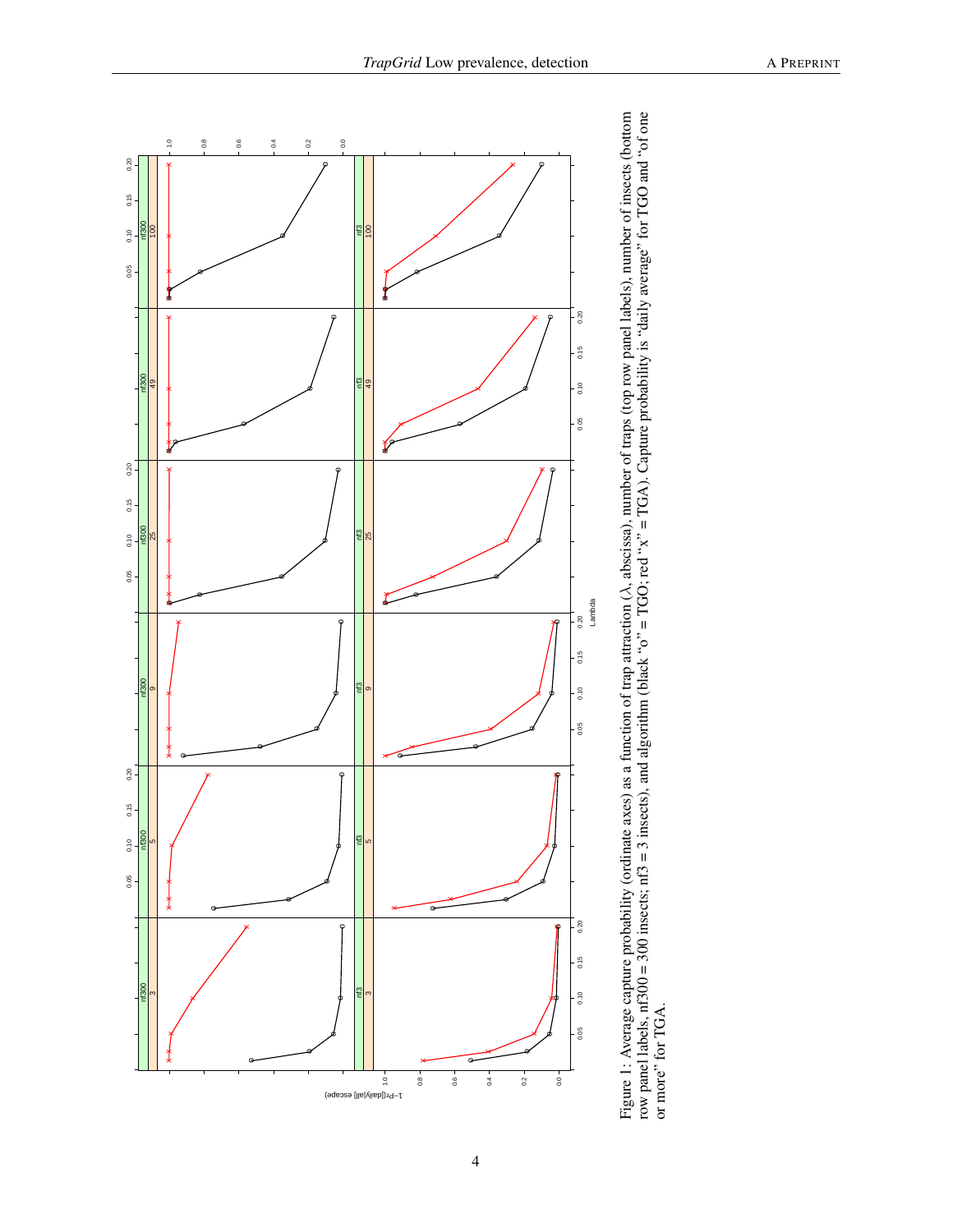Figure 1: Average capture probability (ordinate axes) as a function of trap attraction ($\lambda$, abscissa), number of traps (top row panel labels), number of insects (bottom row panel labels, nf300 = 300 insects; nf3 = 3 insects), and algorithm (black "o" = TGO; red "x" = TGA). Capture probability is "daily average" for TGO and "of one or more" for TGA.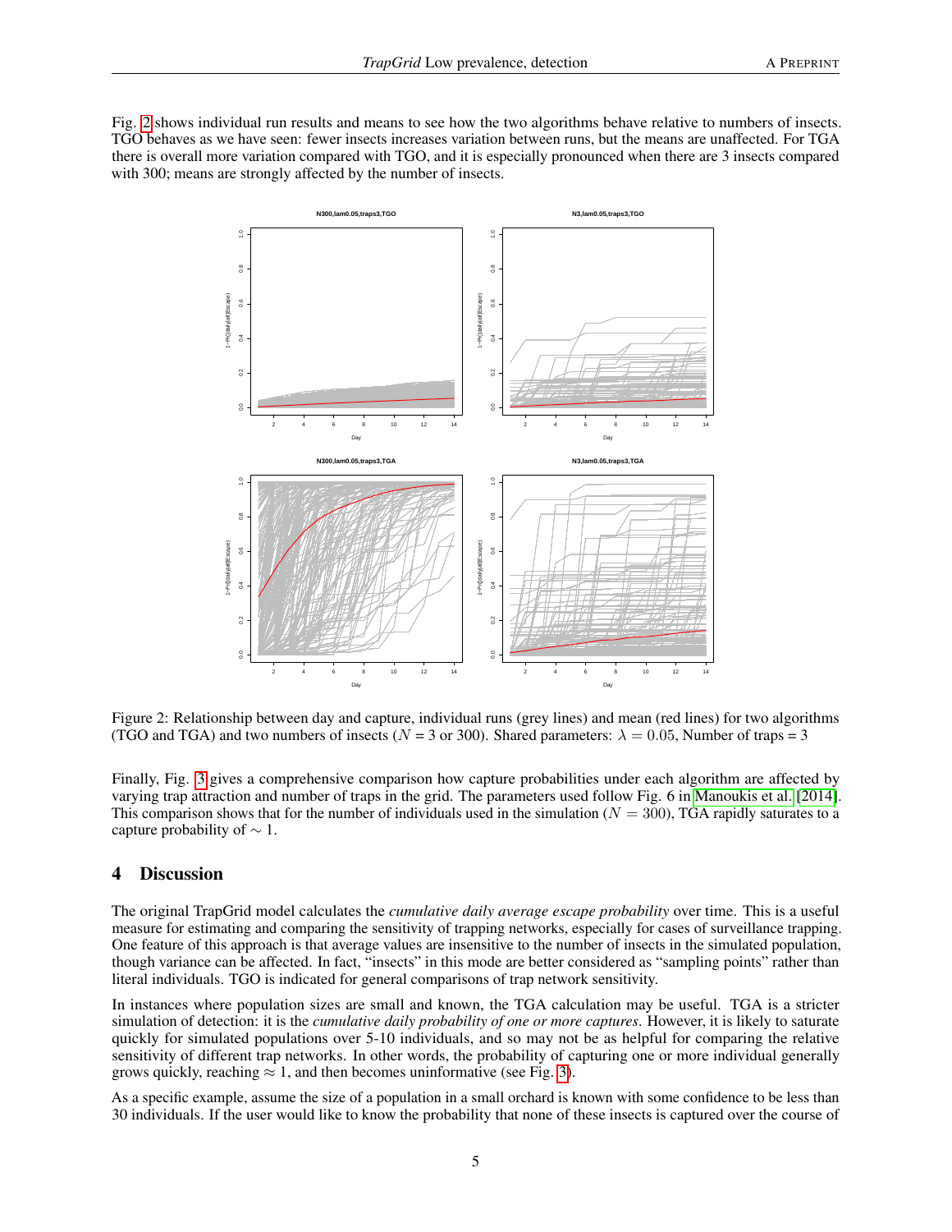Fig. 2 shows individual run results and means to see how the two algorithms behave relative to numbers of insects. TGO behaves as we have seen: fewer insects increases variation between runs, but the means are unaffected. For TGA there is overall more variation compared with TGO, and it is especially pronounced when there are 3 insects compared with 300; means are strongly affected by the number of insects.

Figure 2: Relationship between day and capture, individual runs (grey lines) and mean (red lines) for two algorithms (TGO and TGA) and two numbers of insects ($N$ = 3 or 300). Shared parameters: $\lambda = 0.05$, Number of traps = 3

Finally, Fig. 3 gives a comprehensive comparison how capture probabilities under each algorithm are affected by varying trap attraction and number of traps in the grid. The parameters used follow Fig. 6 in Manoukis et al. [2014]. This comparison shows that for the number of individuals used in the simulation ($N = 300$), TGA rapidly saturates to a capture probability of $\sim 1$.

## 4 Discussion

The original TrapGrid model calculates the *cumulative daily average escape probability* over time. This is a useful measure for estimating and comparing the sensitivity of trapping networks, especially for cases of surveillance trapping. One feature of this approach is that average values are insensitive to the number of insects in the simulated population, though variance can be affected. In fact, "insects" in this mode are better considered as "sampling points" rather than literal individuals. TGO is indicated for general comparisons of trap network sensitivity.

In instances where population sizes are small and known, the TGA calculation may be useful. TGA is a stricter simulation of detection: it is the *cumulative daily probability of one or more captures*. However, it is likely to saturate quickly for simulated populations over 5-10 individuals, and so may not be as helpful for comparing the relative sensitivity of different trap networks. In other words, the probability of capturing one or more individual generally grows quickly, reaching $\approx 1$, and then becomes uninformative (see Fig. 3).

As a specific example, assume the size of a population in a small orchard is known with some confidence to be less than 30 individuals. If the user would like to know the probability that none of these insects is captured over the course of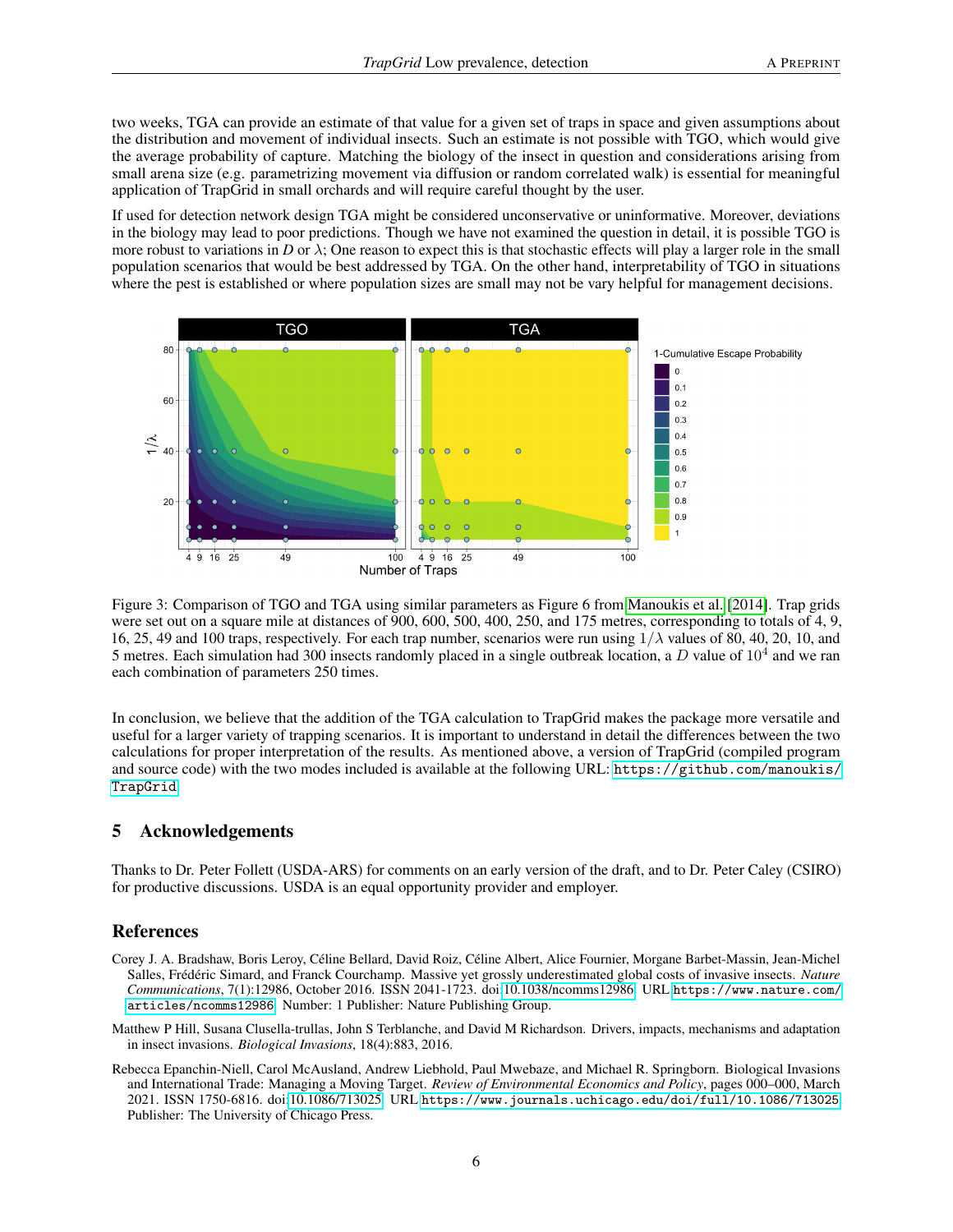two weeks, TGA can provide an estimate of that value for a given set of traps in space and given assumptions about the distribution and movement of individual insects. Such an estimate is not possible with TGO, which would give the average probability of capture. Matching the biology of the insect in question and considerations arising from small arena size (e.g. parametrizing movement via diffusion or random correlated walk) is essential for meaningful application of TrapGrid in small orchards and will require careful thought by the user.

If used for detection network design TGA might be considered unconservative or uninformative. Moreover, deviations in the biology may lead to poor predictions. Though we have not examined the question in detail, it is possible TGO is more robust to variations in $D$ or $\lambda$; One reason to expect this is that stochastic effects will play a larger role in the small population scenarios that would be best addressed by TGA. On the other hand, interpretability of TGO in situations where the pest is established or where population sizes are small may not be vary helpful for management decisions.

Figure 3: Comparison of TGO and TGA using similar parameters as Figure 6 from Manoukis et al. [2014]. Trap grids were set out on a square mile at distances of 900, 600, 500, 400, 250, and 175 metres, corresponding to totals of 4, 9, 16, 25, 49 and 100 traps, respectively. For each trap number, scenarios were run using $1/\lambda$ values of 80, 40, 20, 10, and 5 metres. Each simulation had 300 insects randomly placed in a single outbreak location, a $D$ value of $10^4$ and we ran each combination of parameters 250 times.

In conclusion, we believe that the addition of the TGA calculation to TrapGrid makes the package more versatile and useful for a larger variety of trapping scenarios. It is important to understand in detail the differences between the two calculations for proper interpretation of the results. As mentioned above, a version of TrapGrid (compiled program and source code) with the two modes included is available at the following URL: https://github.com/manoukis/TrapGrid

## 5 Acknowledgements

Thanks to Dr. Peter Follett (USDA-ARS) for comments on an early version of the draft, and to Dr. Peter Caley (CSIRO) for productive discussions. USDA is an equal opportunity provider and employer.

## References

Corey J. A. Bradshaw, Boris Leroy, Céline Bellard, David Roiz, Céline Albert, Alice Fournier, Morgane Barbet-Massin, Jean-Michel Salles, Frédéric Simard, and Franck Courchamp. Massive yet grossly underestimated global costs of invasive insects. *Nature Communications*, 7(1):12986, October 2016. ISSN 2041-1723. doi:10.1038/ncomms12986. URL https://www.nature.com/articles/ncomms12986. Number: 1 Publisher: Nature Publishing Group.

Matthew P Hill, Susana Clusella-trullas, John S Terblanche, and David M Richardson. Drivers, impacts, mechanisms and adaptation in insect invasions. *Biological Invasions*, 18(4):883, 2016.

Rebecca Epanchin-Niell, Carol McAusland, Andrew Liebhold, Paul Mwebaze, and Michael R. Springborn. Biological Invasions and International Trade: Managing a Moving Target. *Review of Environmental Economics and Policy*, pages 000–000, March 2021. ISSN 1750-6816. doi:10.1086/713025. URL https://www.journals.uchicago.edu/doi/full/10.1086/713025. Publisher: The University of Chicago Press.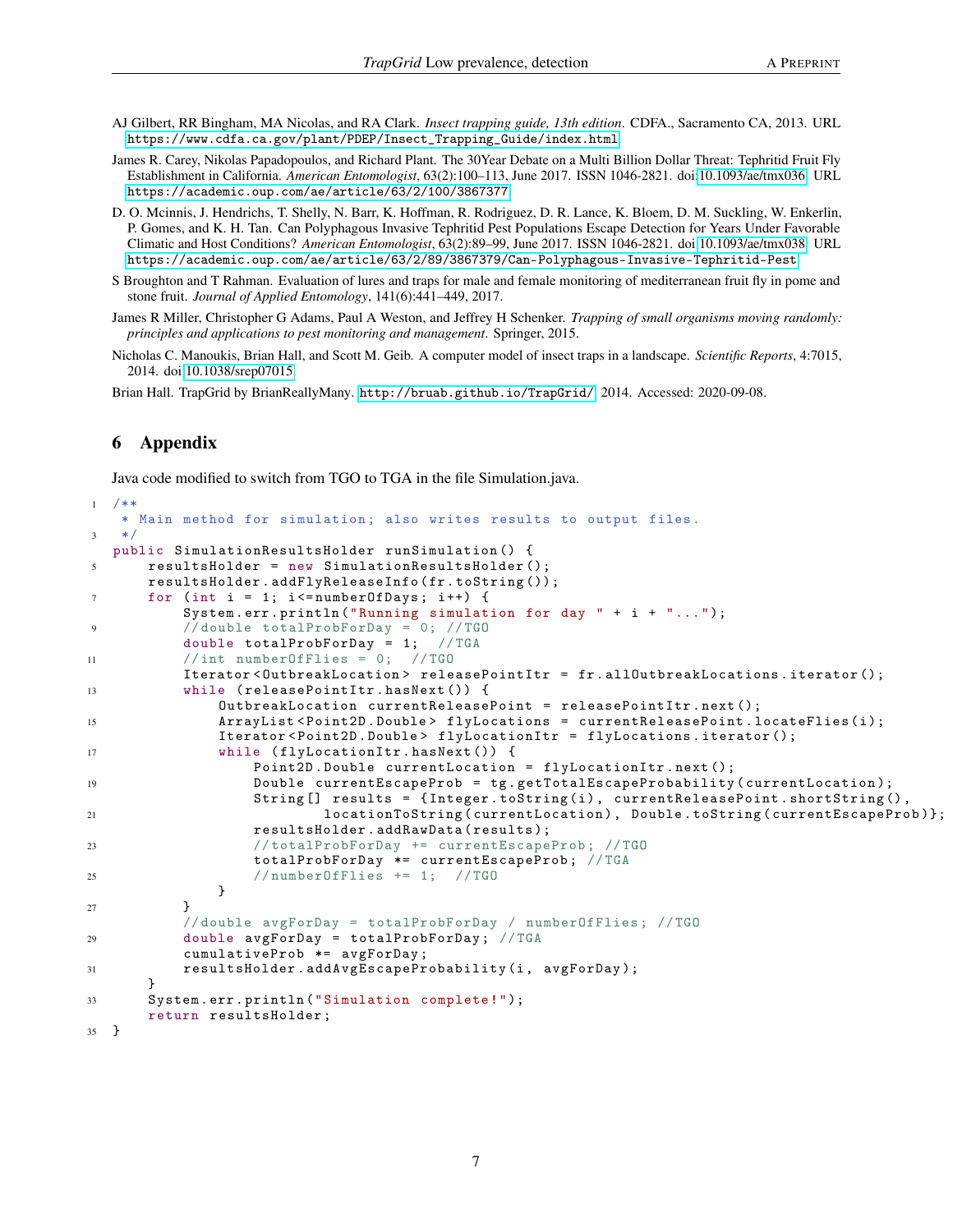AJ Gilbert, RR Bingham, MA Nicolas, and RA Clark. *Insect trapping guide, 13th edition*. CDFA., Sacramento CA, 2013. URL https://www.cdfa.ca.gov/plant/PDEP/Insect_Trapping_Guide/index.html.

James R. Carey, Nikolas Papadopoulos, and Richard Plant. The 30Year Debate on a Multi Billion Dollar Threat: Tephritid Fruit Fly Establishment in California. *American Entomologist*, 63(2):100–113, June 2017. ISSN 1046-2821. doi:10.1093/ae/tmx036. URL https://academic.oup.com/ae/article/63/2/100/3867377.

D. O. Mcinnis, J. Hendrichs, T. Shelly, N. Barr, K. Hoffman, R. Rodriguez, D. R. Lance, K. Bloem, D. M. Suckling, W. Enkerlin, P. Gomes, and K. H. Tan. Can Polyphagous Invasive Tephritid Pest Populations Escape Detection for Years Under Favorable Climatic and Host Conditions? *American Entomologist*, 63(2):89–99, June 2017. ISSN 1046-2821. doi:10.1093/ae/tmx038. URL https://academic.oup.com/ae/article/63/2/89/3867379/Can-Polyphagous-Invasive-Tephritid-Pest.

S Broughton and T Rahman. Evaluation of lures and traps for male and female monitoring of mediterranean fruit fly in pome and stone fruit. *Journal of Applied Entomology*, 141(6):441–449, 2017.

James R Miller, Christopher G Adams, Paul A Weston, and Jeffrey H Schenker. *Trapping of small organisms moving randomly: principles and applications to pest monitoring and management*. Springer, 2015.

Nicholas C. Manoukis, Brian Hall, and Scott M. Geib. A computer model of insect traps in a landscape. *Scientific Reports*, 4:7015, 2014. doi:10.1038/srep07015.

Brian Hall. TrapGrid by BrianReallyMany. http://bruab.github.io/TrapGrid/, 2014. Accessed: 2020-09-08.

## 6 Appendix

Java code modified to switch from TGO to TGA in the file Simulation.java.

```java
/**
 * Main method for simulation; also writes results to output files.
 */
public SimulationResultsHolder runSimulation() {
    resultsHolder = new SimulationResultsHolder();
    resultsHolder.addFlyReleaseInfo(fr.toString());
    for (int i = 1; i<=numberOfDays; i++) {
        System.err.println("Running simulation for day " + i + "...");
        //double totalProbForDay = 0; //TGO
        double totalProbForDay = 1;  //TGA
        //int numberOfFlies = 0;  //TGO
        Iterator<OutbreakLocation> releasePointItr = fr.allOutbreakLocations.iterator();
        while (releasePointItr.hasNext()) {
            OutbreakLocation currentReleasePoint = releasePointItr.next();
            ArrayList<Point2D.Double> flyLocations = currentReleasePoint.locateFlies(i);
            Iterator<Point2D.Double> flyLocationItr = flyLocations.iterator();
            while (flyLocationItr.hasNext()) {
                Point2D.Double currentLocation = flyLocationItr.next();
                Double currentEscapeProb = tg.getTotalEscapeProbability(currentLocation);
                String[] results = {Integer.toString(i), currentReleasePoint.shortString(),
                        locationToString(currentLocation), Double.toString(currentEscapeProb)};
                resultsHolder.addRawData(results);
                //totalProbForDay += currentEscapeProb; //TGO
                totalProbForDay *= currentEscapeProb; //TGA
                //numberOfFlies += 1;  //TGO
            }
        }
        //double avgForDay = totalProbForDay / numberOfFlies; //TGO
        double avgForDay = totalProbForDay; //TGA
        cumulativeProb *= avgForDay;
        resultsHolder.addAvgEscapeProbability(i, avgForDay);
    }
    System.err.println("Simulation complete!");
    return resultsHolder;
}
```